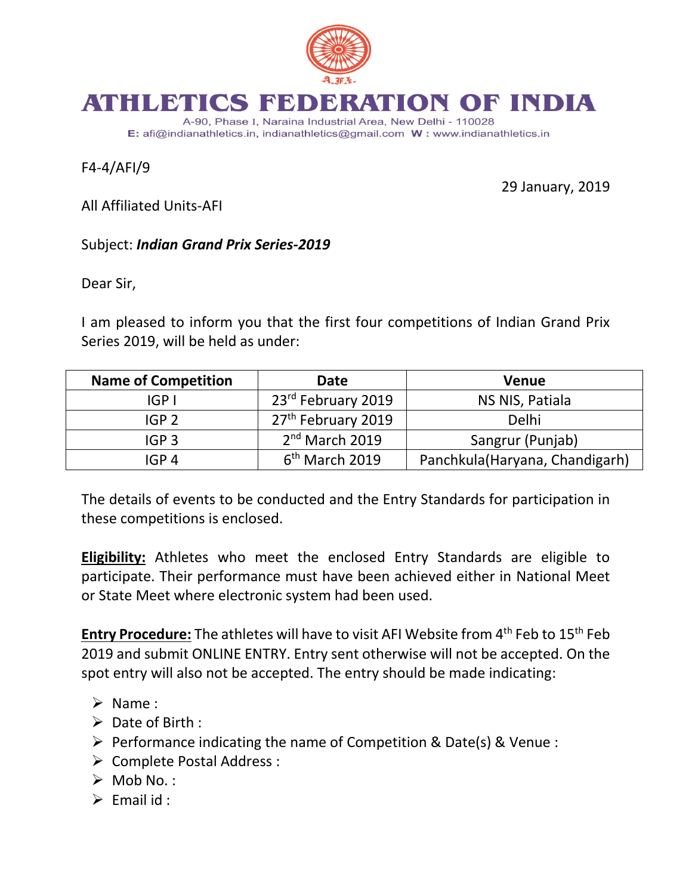# ATHLETICS FEDERATION OF INDIA

A-90, Phase I, Naraina Industrial Area, New Delhi - 110028

E: afi@indianathletics.in, indianathletics@gmail.com W : www.indianathletics.in

F4-4/AFI/9

29 January, 2019

All Affiliated Units-AFI

Subject: ***Indian Grand Prix Series-2019***

Dear Sir,

I am pleased to inform you that the first four competitions of Indian Grand Prix Series 2019, will be held as under:

| Name of Competition | Date | Venue |
|---|---|---|
| IGP I | 23rd February 2019 | NS NIS, Patiala |
| IGP 2 | 27th February 2019 | Delhi |
| IGP 3 | 2nd March 2019 | Sangrur (Punjab) |
| IGP 4 | 6th March 2019 | Panchkula(Haryana, Chandigarh) |

The details of events to be conducted and the Entry Standards for participation in these competitions is enclosed.

**Eligibility:** Athletes who meet the enclosed Entry Standards are eligible to participate. Their performance must have been achieved either in National Meet or State Meet where electronic system had been used.

**Entry Procedure:** The athletes will have to visit AFI Website from 4th Feb to 15th Feb 2019 and submit ONLINE ENTRY. Entry sent otherwise will not be accepted. On the spot entry will also not be accepted. The entry should be made indicating:

- Name :
- Date of Birth :
- Performance indicating the name of Competition & Date(s) & Venue :
- Complete Postal Address :
- Mob No. :
- Email id :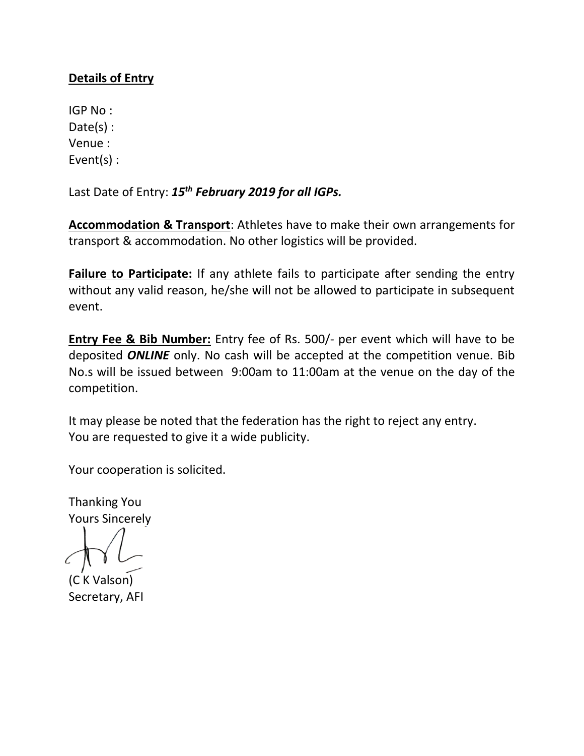**Details of Entry**

IGP No :
Date(s) :
Venue :
Event(s) :

Last Date of Entry: ***15th February 2019 for all IGPs.***

**Accommodation & Transport**: Athletes have to make their own arrangements for transport & accommodation. No other logistics will be provided.

**Failure to Participate:** If any athlete fails to participate after sending the entry without any valid reason, he/she will not be allowed to participate in subsequent event.

**Entry Fee & Bib Number:** Entry fee of Rs. 500/- per event which will have to be deposited ***ONLINE*** only. No cash will be accepted at the competition venue. Bib No.s will be issued between 9:00am to 11:00am at the venue on the day of the competition.

It may please be noted that the federation has the right to reject any entry.
You are requested to give it a wide publicity.

Your cooperation is solicited.

Thanking You
Yours Sincerely

(C K Valson)
Secretary, AFI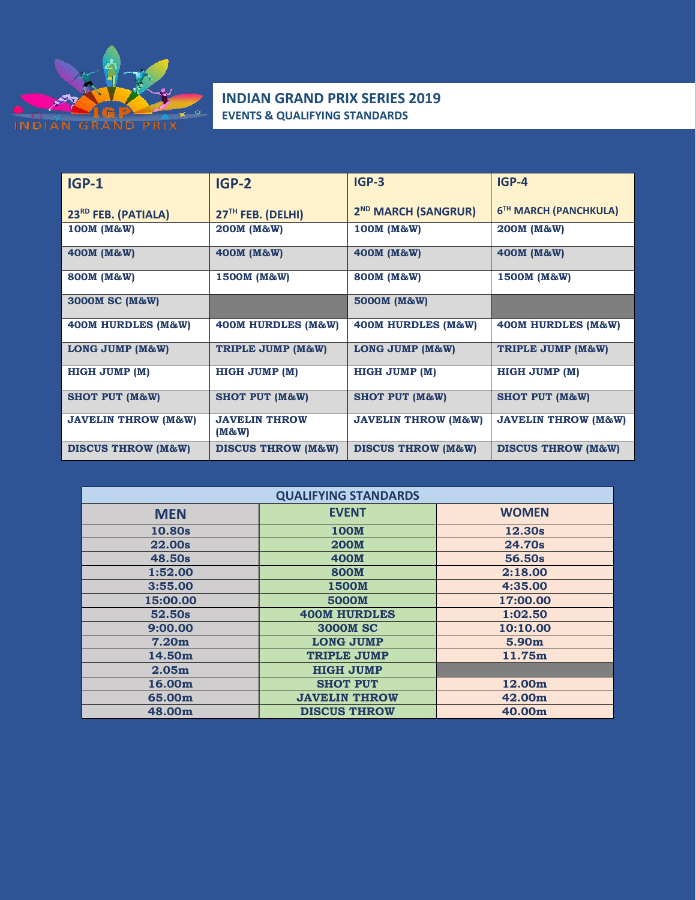INDIAN GRAND PRIX

# INDIAN GRAND PRIX SERIES 2019

## EVENTS & QUALIFYING STANDARDS

| IGP-1<br><br>23RD FEB. (PATIALA) | IGP-2<br><br>27TH FEB. (DELHI) | IGP-3<br><br>2ND MARCH (SANGRUR) | IGP-4<br><br>6TH MARCH (PANCHKULA) |
|---|---|---|---|
| 100M (M&W) | 200M (M&W) | 100M (M&W) | 200M (M&W) |
| 400M (M&W) | 400M (M&W) | 400M (M&W) | 400M (M&W) |
| 800M (M&W) | 1500M (M&W) | 800M (M&W) | 1500M (M&W) |
| 3000M SC (M&W) | | 5000M (M&W) | |
| 400M HURDLES (M&W) | 400M HURDLES (M&W) | 400M HURDLES (M&W) | 400M HURDLES (M&W) |
| LONG JUMP (M&W) | TRIPLE JUMP (M&W) | LONG JUMP (M&W) | TRIPLE JUMP (M&W) |
| HIGH JUMP (M) | HIGH JUMP (M) | HIGH JUMP (M) | HIGH JUMP (M) |
| SHOT PUT (M&W) | SHOT PUT (M&W) | SHOT PUT (M&W) | SHOT PUT (M&W) |
| JAVELIN THROW (M&W) | JAVELIN THROW (M&W) | JAVELIN THROW (M&W) | JAVELIN THROW (M&W) |
| DISCUS THROW (M&W) | DISCUS THROW (M&W) | DISCUS THROW (M&W) | DISCUS THROW (M&W) |

**QUALIFYING STANDARDS**

| MEN | EVENT | WOMEN |
|---|---|---|
| 10.80s | 100M | 12.30s |
| 22.00s | 200M | 24.70s |
| 48.50s | 400M | 56.50s |
| 1:52.00 | 800M | 2:18.00 |
| 3:55.00 | 1500M | 4:35.00 |
| 15:00.00 | 5000M | 17:00.00 |
| 52.50s | 400M HURDLES | 1:02.50 |
| 9:00.00 | 3000M SC | 10:10.00 |
| 7.20m | LONG JUMP | 5.90m |
| 14.50m | TRIPLE JUMP | 11.75m |
| 2.05m | HIGH JUMP | |
| 16.00m | SHOT PUT | 12.00m |
| 65.00m | JAVELIN THROW | 42.00m |
| 48.00m | DISCUS THROW | 40.00m |